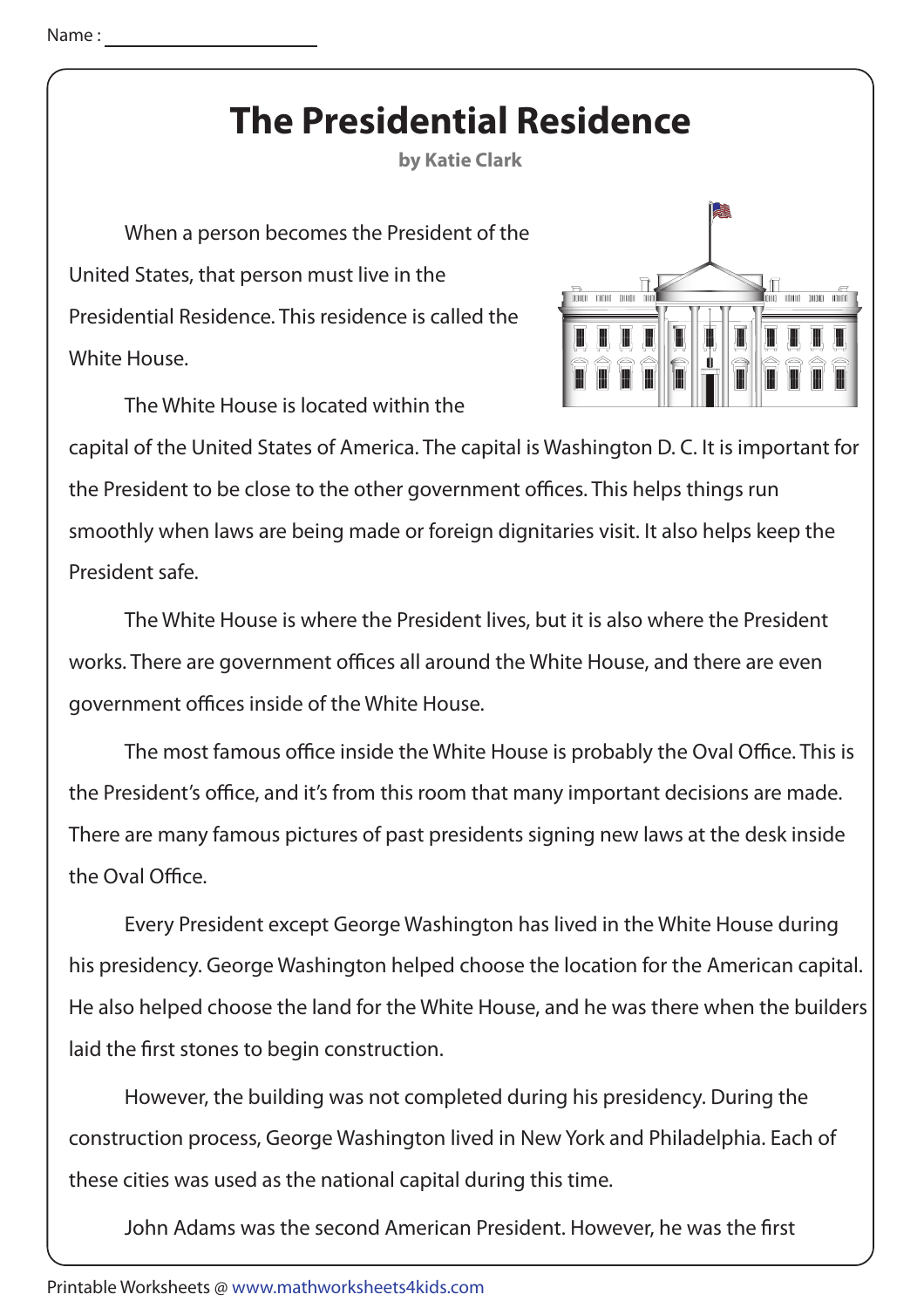Name : ____________________

# The Presidential Residence

**by Katie Clark**

When a person becomes the President of the United States, that person must live in the Presidential Residence. This residence is called the White House.

The White House is located within the capital of the United States of America. The capital is Washington D. C. It is important for the President to be close to the other government offices. This helps things run smoothly when laws are being made or foreign dignitaries visit. It also helps keep the President safe.

The White House is where the President lives, but it is also where the President works. There are government offices all around the White House, and there are even government offices inside of the White House.

The most famous office inside the White House is probably the Oval Office. This is the President's office, and it's from this room that many important decisions are made. There are many famous pictures of past presidents signing new laws at the desk inside the Oval Office.

Every President except George Washington has lived in the White House during his presidency. George Washington helped choose the location for the American capital. He also helped choose the land for the White House, and he was there when the builders laid the first stones to begin construction.

However, the building was not completed during his presidency. During the construction process, George Washington lived in New York and Philadelphia. Each of these cities was used as the national capital during this time.

John Adams was the second American President. However, he was the first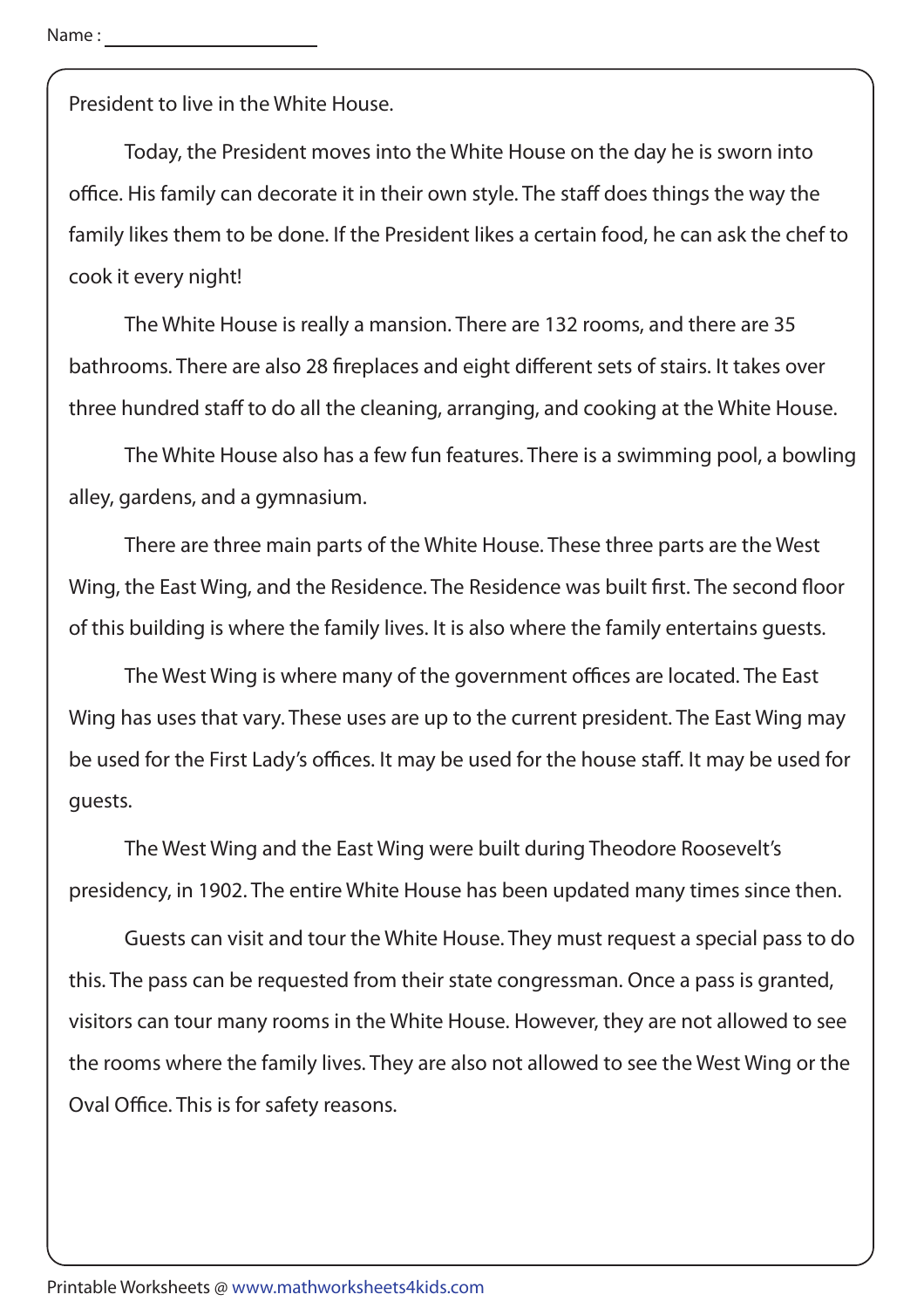President to live in the White House.

Today, the President moves into the White House on the day he is sworn into office. His family can decorate it in their own style. The staff does things the way the family likes them to be done. If the President likes a certain food, he can ask the chef to cook it every night!

The White House is really a mansion. There are 132 rooms, and there are 35 bathrooms. There are also 28 fireplaces and eight different sets of stairs. It takes over three hundred staff to do all the cleaning, arranging, and cooking at the White House.

The White House also has a few fun features. There is a swimming pool, a bowling alley, gardens, and a gymnasium.

There are three main parts of the White House. These three parts are the West Wing, the East Wing, and the Residence. The Residence was built first. The second floor of this building is where the family lives. It is also where the family entertains guests.

The West Wing is where many of the government offices are located. The East Wing has uses that vary. These uses are up to the current president. The East Wing may be used for the First Lady's offices. It may be used for the house staff. It may be used for guests.

The West Wing and the East Wing were built during Theodore Roosevelt's presidency, in 1902. The entire White House has been updated many times since then.

Guests can visit and tour the White House. They must request a special pass to do this. The pass can be requested from their state congressman. Once a pass is granted, visitors can tour many rooms in the White House. However, they are not allowed to see the rooms where the family lives. They are also not allowed to see the West Wing or the Oval Office. This is for safety reasons.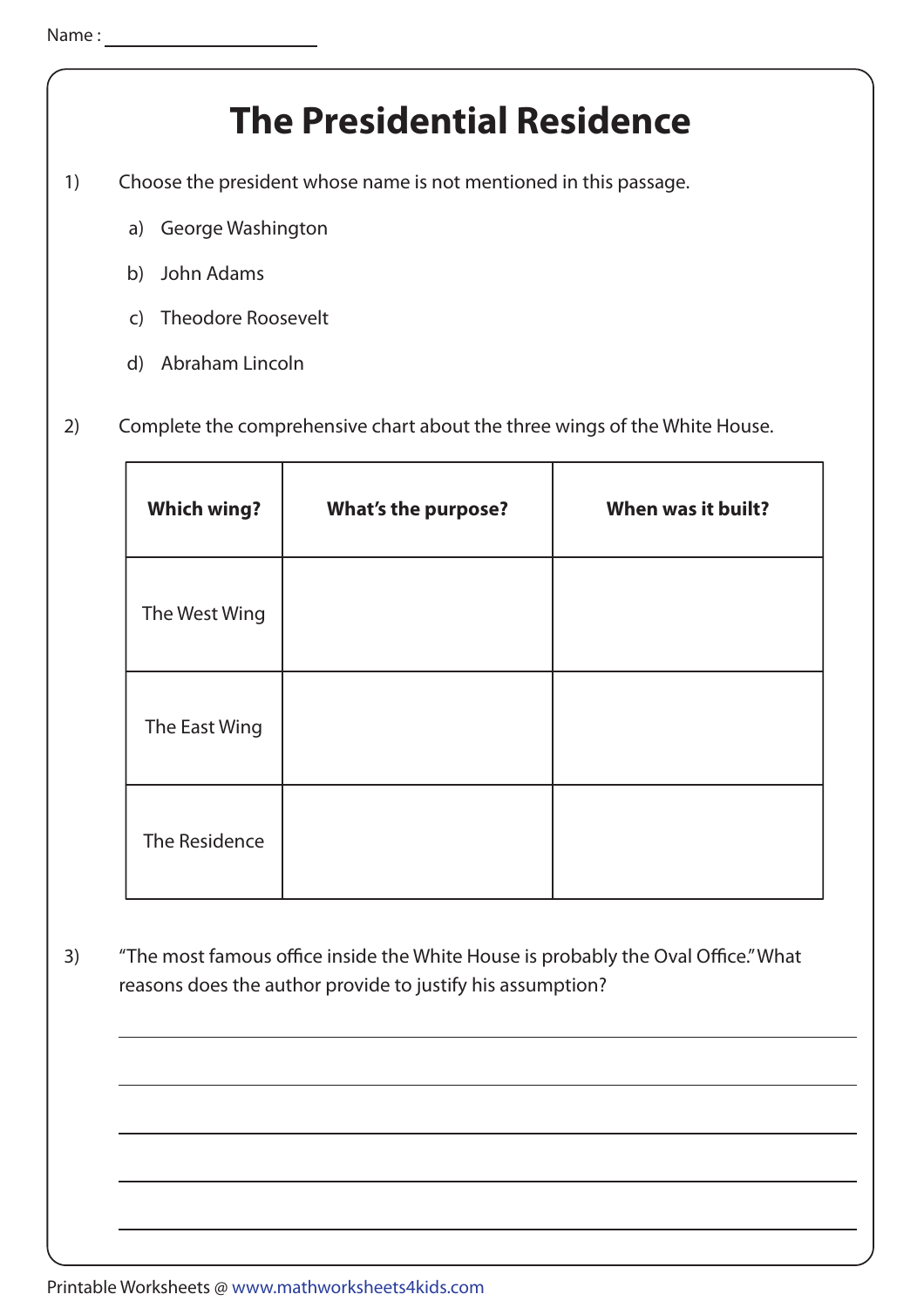Name :

# The Presidential Residence

1) Choose the president whose name is not mentioned in this passage.

   a) George Washington

   b) John Adams

   c) Theodore Roosevelt

   d) Abraham Lincoln

2) Complete the comprehensive chart about the three wings of the White House.

| Which wing? | What's the purpose? | When was it built? |
|---|---|---|
| The West Wing | | |
| The East Wing | | |
| The Residence | | |

3) "The most famous office inside the White House is probably the Oval Office." What reasons does the author provide to justify his assumption?

Printable Worksheets @ www.mathworksheets4kids.com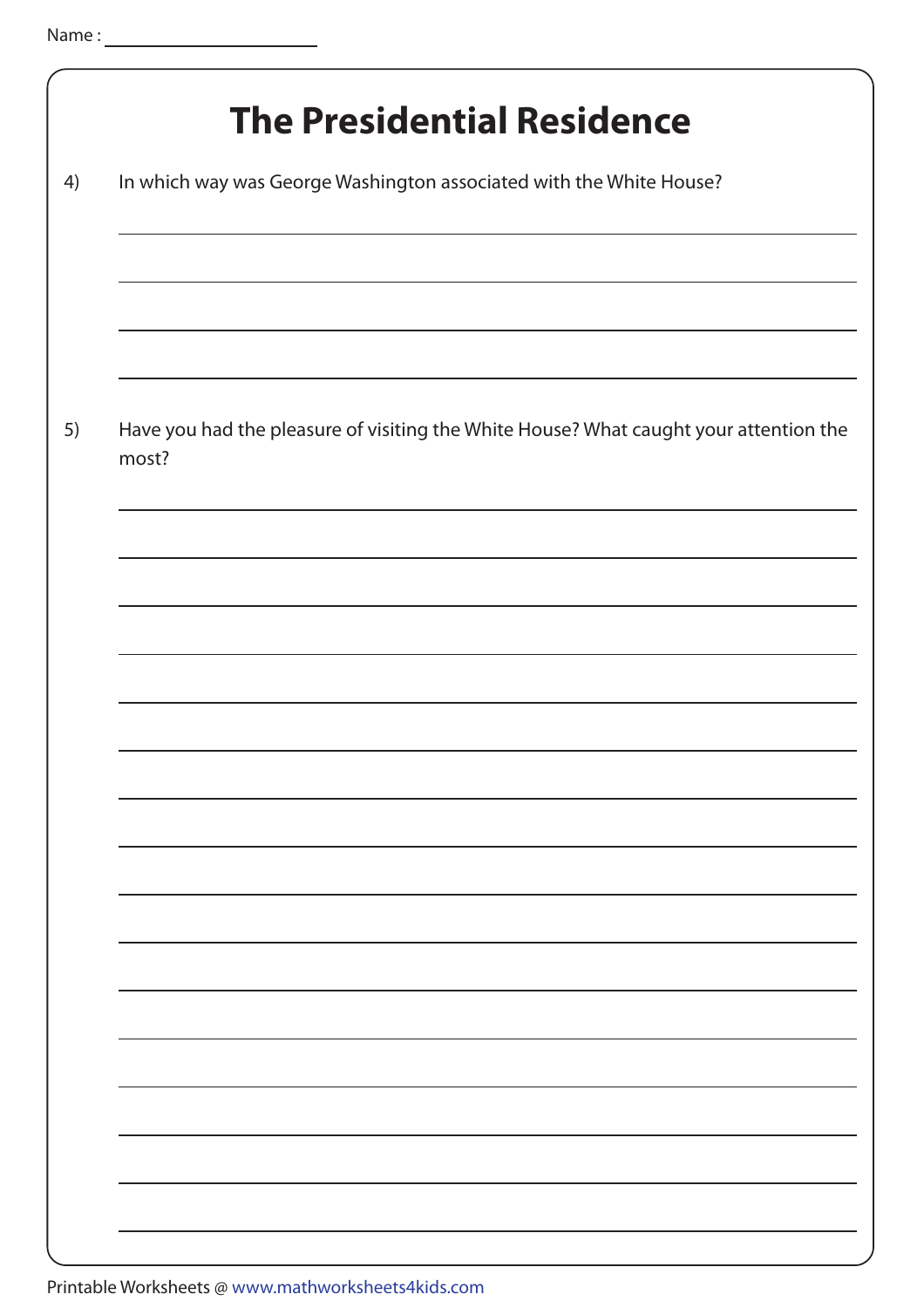Name :

# The Presidential Residence

4) In which way was George Washington associated with the White House?

5) Have you had the pleasure of visiting the White House? What caught your attention the most?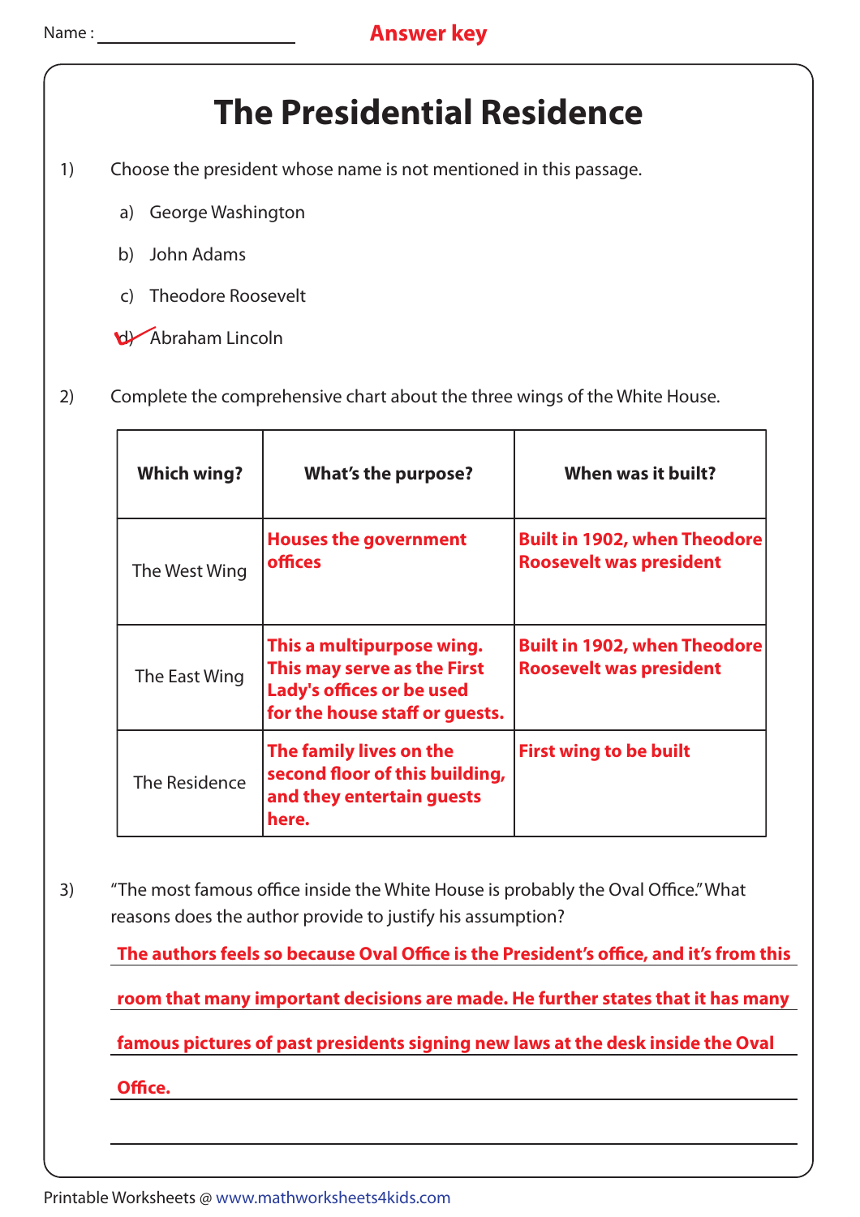Name : ______________________ **Answer key**

# The Presidential Residence

1) Choose the president whose name is not mentioned in this passage.

   a) George Washington

   b) John Adams

   c) Theodore Roosevelt

   d) Abraham Lincoln ✓

2) Complete the comprehensive chart about the three wings of the White House.

| Which wing? | What's the purpose? | When was it built? |
|---|---|---|
| The West Wing | **Houses the government offices** | **Built in 1902, when Theodore Roosevelt was president** |
| The East Wing | **This a multipurpose wing. This may serve as the First Lady's offices or be used for the house staff or guests.** | **Built in 1902, when Theodore Roosevelt was president** |
| The Residence | **The family lives on the second floor of this building, and they entertain guests here.** | **First wing to be built** |

3) "The most famous office inside the White House is probably the Oval Office." What reasons does the author provide to justify his assumption?

**The authors feels so because Oval Office is the President's office, and it's from this room that many important decisions are made. He further states that it has many famous pictures of past presidents signing new laws at the desk inside the Oval Office.**

Printable Worksheets @ www.mathworksheets4kids.com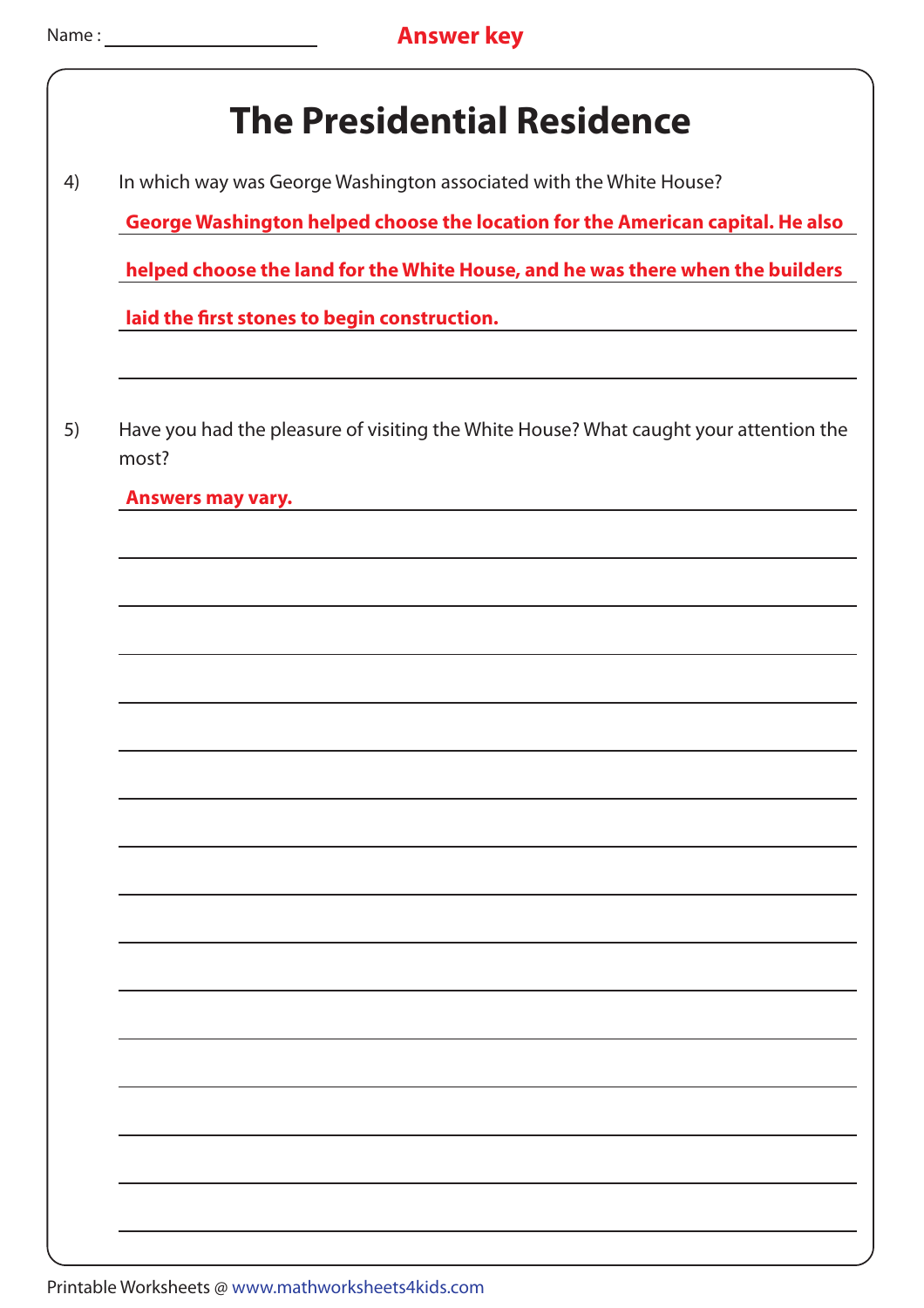Name :

**Answer key**

# The Presidential Residence

4) In which way was George Washington associated with the White House?

**George Washington helped choose the location for the American capital. He also helped choose the land for the White House, and he was there when the builders laid the first stones to begin construction.**

5) Have you had the pleasure of visiting the White House? What caught your attention the most?

**Answers may vary.**